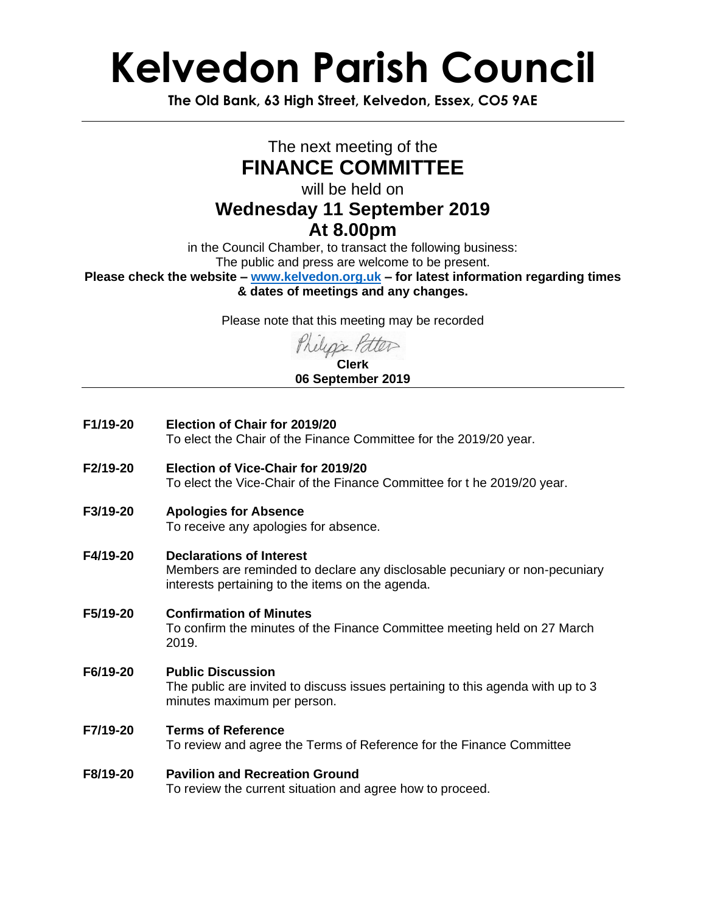# Kelvedon Parish Council

**The Old Bank, 63 High Street, Kelvedon, Essex, CO5 9AE**

---

The next meeting of the

## FINANCE COMMITTEE

will be held on

### Wednesday 11 September 2019
### At 8.00pm

in the Council Chamber, to transact the following business:
The public and press are welcome to be present.
**Please check the website – [www.kelvedon.org.uk](http://www.kelvedon.org.uk) – for latest information regarding times & dates of meetings and any changes.**

Please note that this meeting may be recorded

Philippa Potter
**Clerk**
**06 September 2019**

---

**F1/19-20 Election of Chair for 2019/20**
To elect the Chair of the Finance Committee for the 2019/20 year.

**F2/19-20 Election of Vice-Chair for 2019/20**
To elect the Vice-Chair of the Finance Committee for t he 2019/20 year.

**F3/19-20 Apologies for Absence**
To receive any apologies for absence.

**F4/19-20 Declarations of Interest**
Members are reminded to declare any disclosable pecuniary or non-pecuniary interests pertaining to the items on the agenda.

**F5/19-20 Confirmation of Minutes**
To confirm the minutes of the Finance Committee meeting held on 27 March 2019.

**F6/19-20 Public Discussion**
The public are invited to discuss issues pertaining to this agenda with up to 3 minutes maximum per person.

**F7/19-20 Terms of Reference**
To review and agree the Terms of Reference for the Finance Committee

**F8/19-20 Pavilion and Recreation Ground**
To review the current situation and agree how to proceed.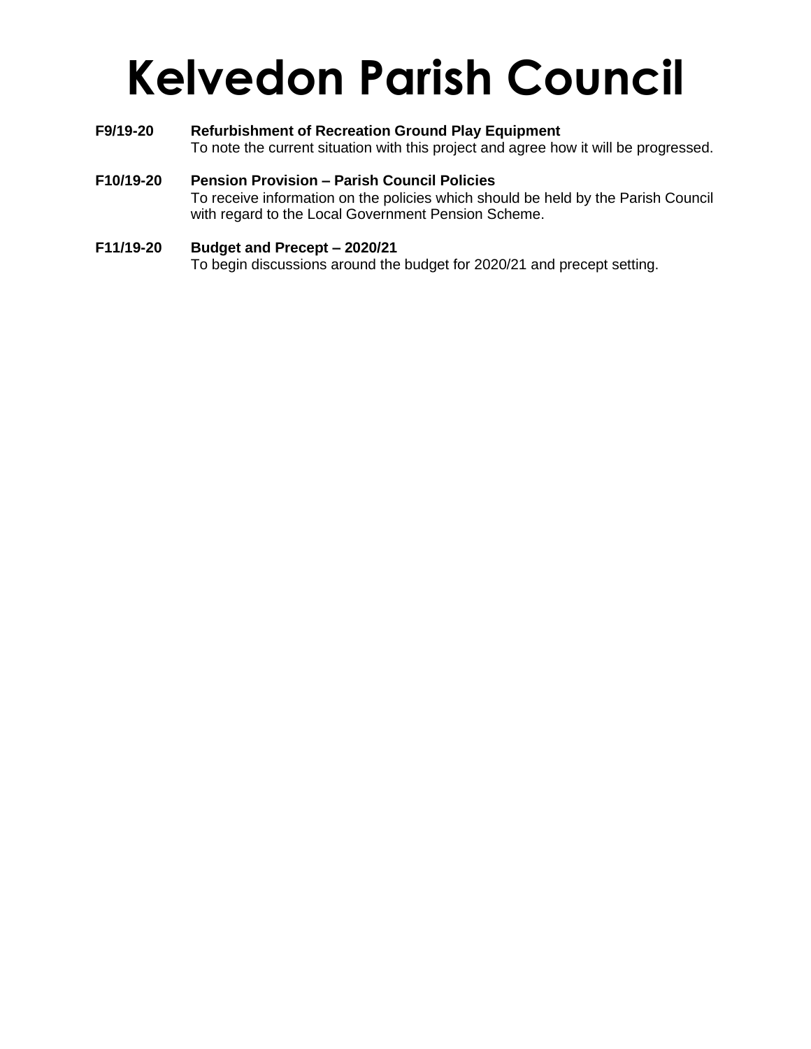# Kelvedon Parish Council

**F9/19-20 Refurbishment of Recreation Ground Play Equipment**
To note the current situation with this project and agree how it will be progressed.

**F10/19-20 Pension Provision – Parish Council Policies**
To receive information on the policies which should be held by the Parish Council with regard to the Local Government Pension Scheme.

**F11/19-20 Budget and Precept – 2020/21**
To begin discussions around the budget for 2020/21 and precept setting.